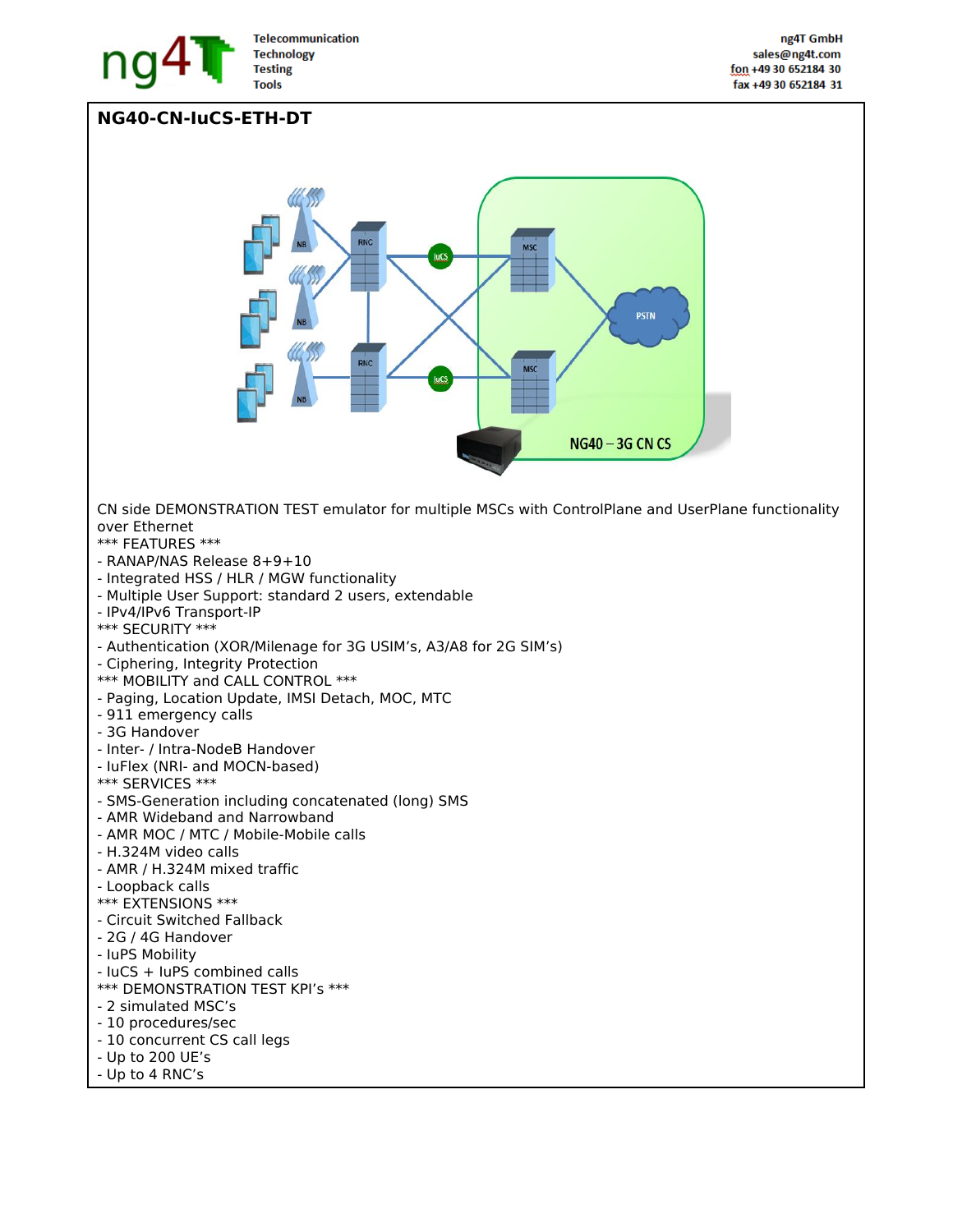# NG40-CN-IuCS-ETH-DT

CN side DEMONSTRATION TEST emulator for multiple MSCs with ControlPlane and UserPlane functionality over Ethernet

*** FEATURES ***
- RANAP/NAS Release 8+9+10
- Integrated HSS / HLR / MGW functionality
- Multiple User Support: standard 2 users, extendable
- IPv4/IPv6 Transport-IP

*** SECURITY ***
- Authentication (XOR/Milenage for 3G USIM's, A3/A8 for 2G SIM's)
- Ciphering, Integrity Protection

*** MOBILITY and CALL CONTROL ***
- Paging, Location Update, IMSI Detach, MOC, MTC
- 911 emergency calls
- 3G Handover
- Inter- / Intra-NodeB Handover
- IuFlex (NRI- and MOCN-based)

*** SERVICES ***
- SMS-Generation including concatenated (long) SMS
- AMR Wideband and Narrowband
- AMR MOC / MTC / Mobile-Mobile calls
- H.324M video calls
- AMR / H.324M mixed traffic
- Loopback calls

*** EXTENSIONS ***
- Circuit Switched Fallback
- 2G / 4G Handover
- IuPS Mobility
- IuCS + IuPS combined calls

*** DEMONSTRATION TEST KPI's ***
- 2 simulated MSC's
- 10 procedures/sec
- 10 concurrent CS call legs
- Up to 200 UE's
- Up to 4 RNC's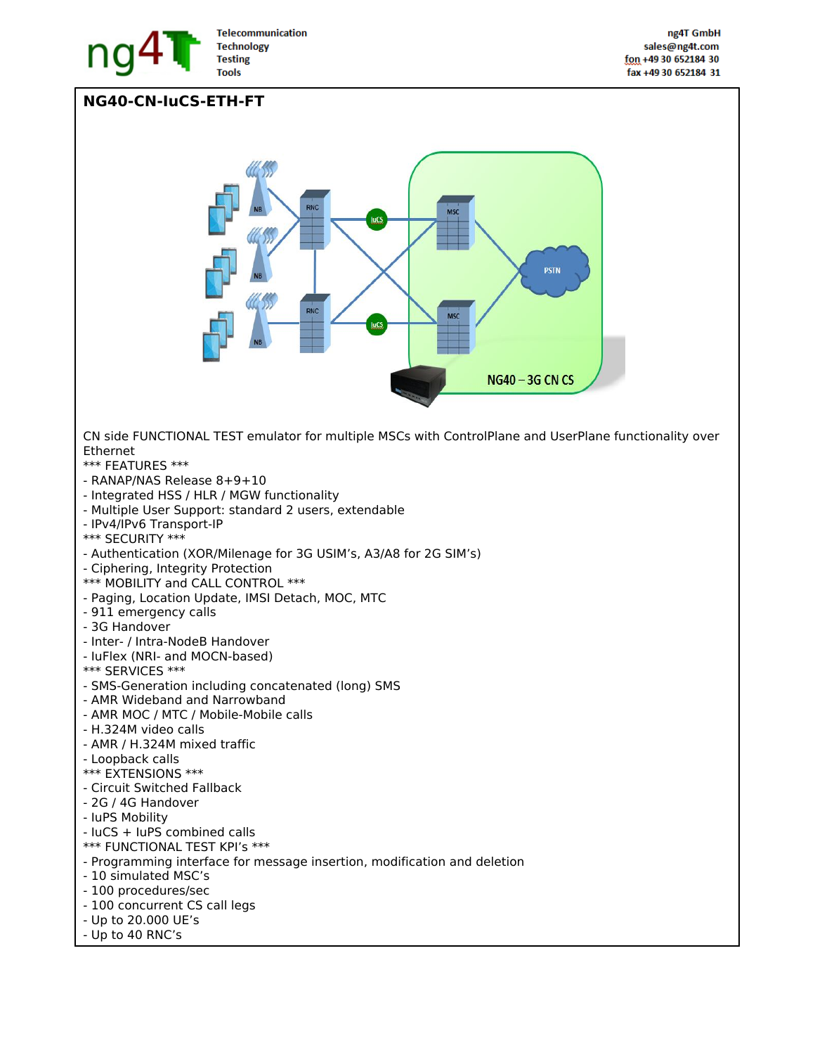## NG40-CN-IuCS-ETH-FT

CN side FUNCTIONAL TEST emulator for multiple MSCs with ControlPlane and UserPlane functionality over Ethernet

*** FEATURES ***
- RANAP/NAS Release 8+9+10
- Integrated HSS / HLR / MGW functionality
- Multiple User Support: standard 2 users, extendable
- IPv4/IPv6 Transport-IP

*** SECURITY ***
- Authentication (XOR/Milenage for 3G USIM's, A3/A8 for 2G SIM's)
- Ciphering, Integrity Protection

*** MOBILITY and CALL CONTROL ***
- Paging, Location Update, IMSI Detach, MOC, MTC
- 911 emergency calls
- 3G Handover
- Inter- / Intra-NodeB Handover
- IuFlex (NRI- and MOCN-based)

*** SERVICES ***
- SMS-Generation including concatenated (long) SMS
- AMR Wideband and Narrowband
- AMR MOC / MTC / Mobile-Mobile calls
- H.324M video calls
- AMR / H.324M mixed traffic
- Loopback calls

*** EXTENSIONS ***
- Circuit Switched Fallback
- 2G / 4G Handover
- IuPS Mobility
- IuCS + IuPS combined calls

*** FUNCTIONAL TEST KPI's ***
- Programming interface for message insertion, modification and deletion
- 10 simulated MSC's
- 100 procedures/sec
- 100 concurrent CS call legs
- Up to 20.000 UE's
- Up to 40 RNC's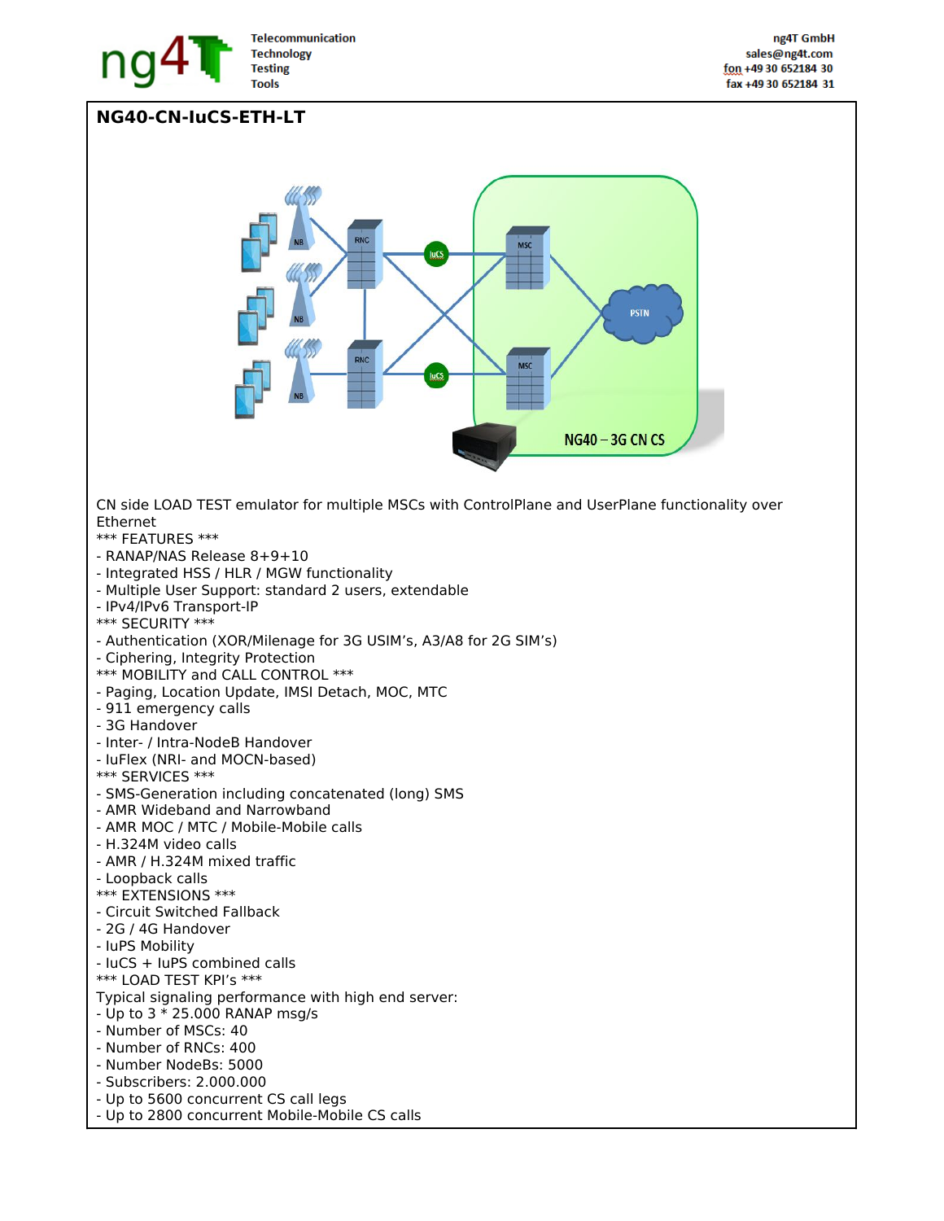## NG40-CN-IuCS-ETH-LT

CN side LOAD TEST emulator for multiple MSCs with ControlPlane and UserPlane functionality over Ethernet

*** FEATURES ***
- RANAP/NAS Release 8+9+10
- Integrated HSS / HLR / MGW functionality
- Multiple User Support: standard 2 users, extendable
- IPv4/IPv6 Transport-IP

*** SECURITY ***
- Authentication (XOR/Milenage for 3G USIM's, A3/A8 for 2G SIM's)
- Ciphering, Integrity Protection

*** MOBILITY and CALL CONTROL ***
- Paging, Location Update, IMSI Detach, MOC, MTC
- 911 emergency calls
- 3G Handover
- Inter- / Intra-NodeB Handover
- IuFlex (NRI- and MOCN-based)

*** SERVICES ***
- SMS-Generation including concatenated (long) SMS
- AMR Wideband and Narrowband
- AMR MOC / MTC / Mobile-Mobile calls
- H.324M video calls
- AMR / H.324M mixed traffic
- Loopback calls

*** EXTENSIONS ***
- Circuit Switched Fallback
- 2G / 4G Handover
- IuPS Mobility
- IuCS + IuPS combined calls

*** LOAD TEST KPI's ***

Typical signaling performance with high end server:
- Up to 3 * 25.000 RANAP msg/s
- Number of MSCs: 40
- Number of RNCs: 400
- Number NodeBs: 5000
- Subscribers: 2.000.000
- Up to 5600 concurrent CS call legs
- Up to 2800 concurrent Mobile-Mobile CS calls